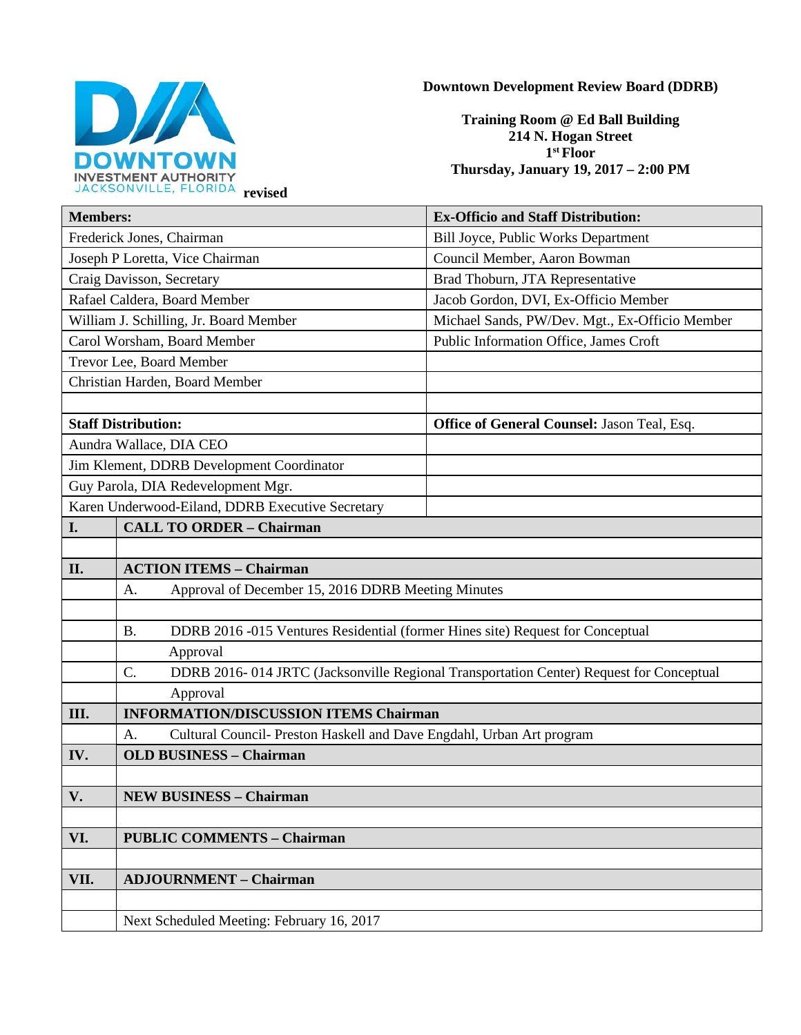DOWNTOWN INVESTMENT AUTHORITY
JACKSONVILLE, FLORIDA **revised**

**Downtown Development Review Board (DDRB)**

**Training Room @ Ed Ball Building**
**214 N. Hogan Street**
**1st Floor**
**Thursday, January 19, 2017 – 2:00 PM**

| **Members:** | **Ex-Officio and Staff Distribution:** |
|---|---|
| Frederick Jones, Chairman | Bill Joyce, Public Works Department |
| Joseph P Loretta, Vice Chairman | Council Member, Aaron Bowman |
| Craig Davisson, Secretary | Brad Thoburn, JTA Representative |
| Rafael Caldera, Board Member | Jacob Gordon, DVI, Ex-Officio Member |
| William J. Schilling, Jr. Board Member | Michael Sands, PW/Dev. Mgt., Ex-Officio Member |
| Carol Worsham, Board Member | Public Information Office, James Croft |
| Trevor Lee, Board Member | |
| Christian Harden, Board Member | |
| | |
| **Staff Distribution:** | **Office of General Counsel:** Jason Teal, Esq. |
| Aundra Wallace, DIA CEO | |
| Jim Klement, DDRB Development Coordinator | |
| Guy Parola, DIA Redevelopment Mgr. | |
| Karen Underwood-Eiland, DDRB Executive Secretary | |

| | |
|---|---|
| **I.** | **CALL TO ORDER – Chairman** |
| | |
| **II.** | **ACTION ITEMS – Chairman** |
| | A. Approval of December 15, 2016 DDRB Meeting Minutes |
| | |
| | B. DDRB 2016 -015 Ventures Residential (former Hines site) Request for Conceptual Approval |
| | C. DDRB 2016- 014 JRTC (Jacksonville Regional Transportation Center) Request for Conceptual Approval |
| **III.** | **INFORMATION/DISCUSSION ITEMS Chairman** |
| | A. Cultural Council- Preston Haskell and Dave Engdahl, Urban Art program |
| **IV.** | **OLD BUSINESS – Chairman** |
| | |
| **V.** | **NEW BUSINESS – Chairman** |
| | |
| **VI.** | **PUBLIC COMMENTS – Chairman** |
| | |
| **VII.** | **ADJOURNMENT – Chairman** |
| | |
| | Next Scheduled Meeting: February 16, 2017 |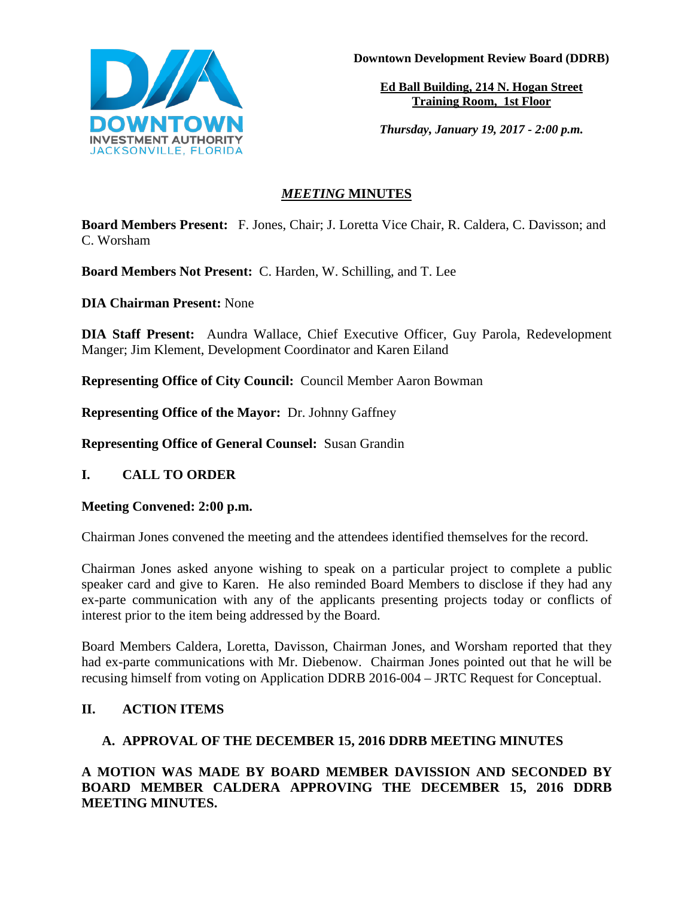**Downtown Development Review Board (DDRB)**

**Ed Ball Building, 214 N. Hogan Street**
**Training Room, 1st Floor**

***Thursday, January 19, 2017 - 2:00 p.m.***

# *MEETING* MINUTES

**Board Members Present:** F. Jones, Chair; J. Loretta Vice Chair, R. Caldera, C. Davisson; and C. Worsham

**Board Members Not Present:** C. Harden, W. Schilling, and T. Lee

**DIA Chairman Present:** None

**DIA Staff Present:** Aundra Wallace, Chief Executive Officer, Guy Parola, Redevelopment Manger; Jim Klement, Development Coordinator and Karen Eiland

**Representing Office of City Council:** Council Member Aaron Bowman

**Representing Office of the Mayor:** Dr. Johnny Gaffney

**Representing Office of General Counsel:** Susan Grandin

## I. CALL TO ORDER

**Meeting Convened: 2:00 p.m.**

Chairman Jones convened the meeting and the attendees identified themselves for the record.

Chairman Jones asked anyone wishing to speak on a particular project to complete a public speaker card and give to Karen. He also reminded Board Members to disclose if they had any ex-parte communication with any of the applicants presenting projects today or conflicts of interest prior to the item being addressed by the Board.

Board Members Caldera, Loretta, Davisson, Chairman Jones, and Worsham reported that they had ex-parte communications with Mr. Diebenow. Chairman Jones pointed out that he will be recusing himself from voting on Application DDRB 2016-004 – JRTC Request for Conceptual.

## II. ACTION ITEMS

### A. APPROVAL OF THE DECEMBER 15, 2016 DDRB MEETING MINUTES

**A MOTION WAS MADE BY BOARD MEMBER DAVISSION AND SECONDED BY BOARD MEMBER CALDERA APPROVING THE DECEMBER 15, 2016 DDRB MEETING MINUTES.**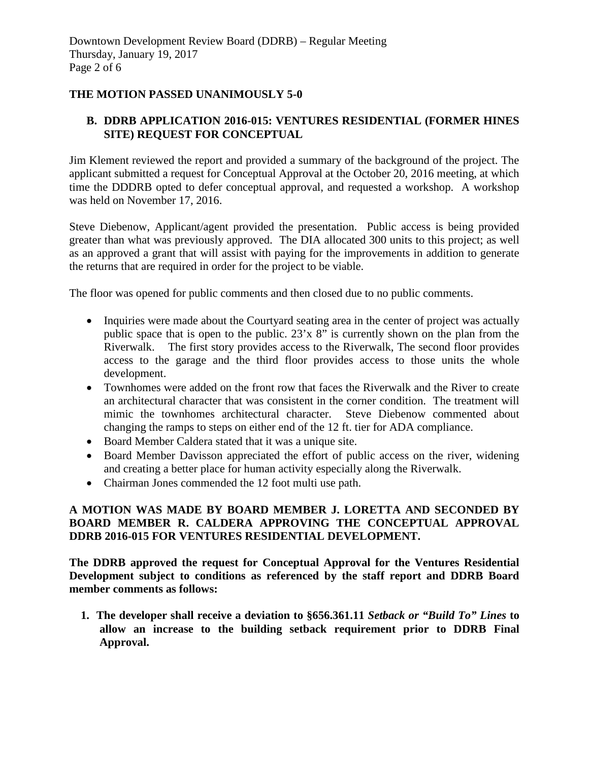**THE MOTION PASSED UNANIMOUSLY 5-0**

**B. DDRB APPLICATION 2016-015: VENTURES RESIDENTIAL (FORMER HINES SITE) REQUEST FOR CONCEPTUAL**

Jim Klement reviewed the report and provided a summary of the background of the project. The applicant submitted a request for Conceptual Approval at the October 20, 2016 meeting, at which time the DDDRB opted to defer conceptual approval, and requested a workshop. A workshop was held on November 17, 2016.

Steve Diebenow, Applicant/agent provided the presentation. Public access is being provided greater than what was previously approved. The DIA allocated 300 units to this project; as well as an approved a grant that will assist with paying for the improvements in addition to generate the returns that are required in order for the project to be viable.

The floor was opened for public comments and then closed due to no public comments.

- Inquiries were made about the Courtyard seating area in the center of project was actually public space that is open to the public. 23'x 8" is currently shown on the plan from the Riverwalk. The first story provides access to the Riverwalk, The second floor provides access to the garage and the third floor provides access to those units the whole development.
- Townhomes were added on the front row that faces the Riverwalk and the River to create an architectural character that was consistent in the corner condition. The treatment will mimic the townhomes architectural character. Steve Diebenow commented about changing the ramps to steps on either end of the 12 ft. tier for ADA compliance.
- Board Member Caldera stated that it was a unique site.
- Board Member Davisson appreciated the effort of public access on the river, widening and creating a better place for human activity especially along the Riverwalk.
- Chairman Jones commended the 12 foot multi use path.

**A MOTION WAS MADE BY BOARD MEMBER J. LORETTA AND SECONDED BY BOARD MEMBER R. CALDERA APPROVING THE CONCEPTUAL APPROVAL DDRB 2016-015 FOR VENTURES RESIDENTIAL DEVELOPMENT.**

**The DDRB approved the request for Conceptual Approval for the Ventures Residential Development subject to conditions as referenced by the staff report and DDRB Board member comments as follows:**

1. **The developer shall receive a deviation to §656.361.11 *Setback or "Build To" Lines* to allow an increase to the building setback requirement prior to DDRB Final Approval.**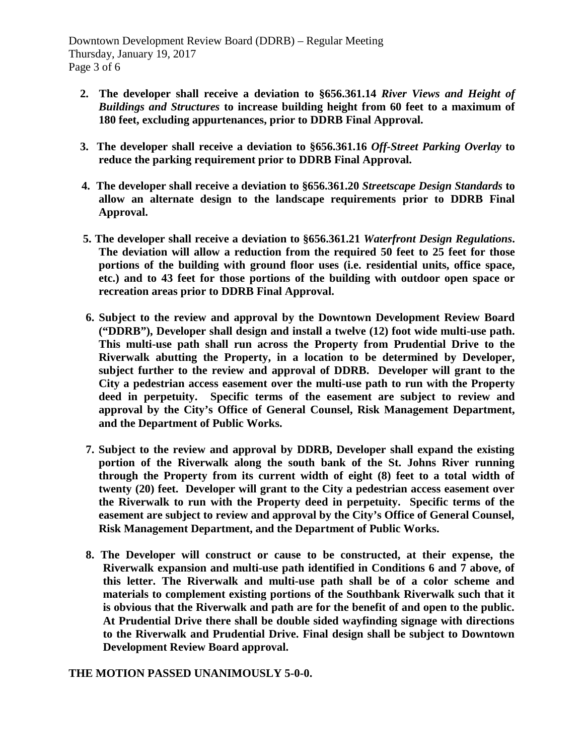2. **The developer shall receive a deviation to §656.361.14 *River Views and Height of Buildings and Structures* to increase building height from 60 feet to a maximum of 180 feet, excluding appurtenances, prior to DDRB Final Approval.**

3. **The developer shall receive a deviation to §656.361.16 *Off-Street Parking Overlay* to reduce the parking requirement prior to DDRB Final Approval.**

4. **The developer shall receive a deviation to §656.361.20 *Streetscape Design Standards* to allow an alternate design to the landscape requirements prior to DDRB Final Approval.**

5. **The developer shall receive a deviation to §656.361.21 *Waterfront Design Regulations*. The deviation will allow a reduction from the required 50 feet to 25 feet for those portions of the building with ground floor uses (i.e. residential units, office space, etc.) and to 43 feet for those portions of the building with outdoor open space or recreation areas prior to DDRB Final Approval.**

6. **Subject to the review and approval by the Downtown Development Review Board ("DDRB"), Developer shall design and install a twelve (12) foot wide multi-use path. This multi-use path shall run across the Property from Prudential Drive to the Riverwalk abutting the Property, in a location to be determined by Developer, subject further to the review and approval of DDRB. Developer will grant to the City a pedestrian access easement over the multi-use path to run with the Property deed in perpetuity. Specific terms of the easement are subject to review and approval by the City's Office of General Counsel, Risk Management Department, and the Department of Public Works.**

7. **Subject to the review and approval by DDRB, Developer shall expand the existing portion of the Riverwalk along the south bank of the St. Johns River running through the Property from its current width of eight (8) feet to a total width of twenty (20) feet. Developer will grant to the City a pedestrian access easement over the Riverwalk to run with the Property deed in perpetuity. Specific terms of the easement are subject to review and approval by the City's Office of General Counsel, Risk Management Department, and the Department of Public Works.**

8. **The Developer will construct or cause to be constructed, at their expense, the Riverwalk expansion and multi-use path identified in Conditions 6 and 7 above, of this letter. The Riverwalk and multi-use path shall be of a color scheme and materials to complement existing portions of the Southbank Riverwalk such that it is obvious that the Riverwalk and path are for the benefit of and open to the public. At Prudential Drive there shall be double sided wayfinding signage with directions to the Riverwalk and Prudential Drive. Final design shall be subject to Downtown Development Review Board approval.**

**THE MOTION PASSED UNANIMOUSLY 5-0-0.**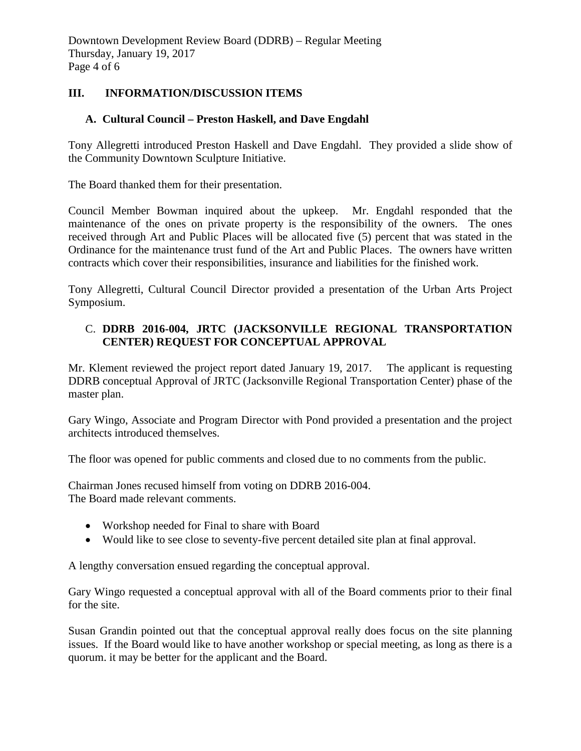## III. INFORMATION/DISCUSSION ITEMS

### A. Cultural Council – Preston Haskell, and Dave Engdahl

Tony Allegretti introduced Preston Haskell and Dave Engdahl. They provided a slide show of the Community Downtown Sculpture Initiative.

The Board thanked them for their presentation.

Council Member Bowman inquired about the upkeep. Mr. Engdahl responded that the maintenance of the ones on private property is the responsibility of the owners. The ones received through Art and Public Places will be allocated five (5) percent that was stated in the Ordinance for the maintenance trust fund of the Art and Public Places. The owners have written contracts which cover their responsibilities, insurance and liabilities for the finished work.

Tony Allegretti, Cultural Council Director provided a presentation of the Urban Arts Project Symposium.

### C. DDRB 2016-004, JRTC (JACKSONVILLE REGIONAL TRANSPORTATION CENTER) REQUEST FOR CONCEPTUAL APPROVAL

Mr. Klement reviewed the project report dated January 19, 2017. The applicant is requesting DDRB conceptual Approval of JRTC (Jacksonville Regional Transportation Center) phase of the master plan.

Gary Wingo, Associate and Program Director with Pond provided a presentation and the project architects introduced themselves.

The floor was opened for public comments and closed due to no comments from the public.

Chairman Jones recused himself from voting on DDRB 2016-004.
The Board made relevant comments.

- Workshop needed for Final to share with Board
- Would like to see close to seventy-five percent detailed site plan at final approval.

A lengthy conversation ensued regarding the conceptual approval.

Gary Wingo requested a conceptual approval with all of the Board comments prior to their final for the site.

Susan Grandin pointed out that the conceptual approval really does focus on the site planning issues. If the Board would like to have another workshop or special meeting, as long as there is a quorum. it may be better for the applicant and the Board.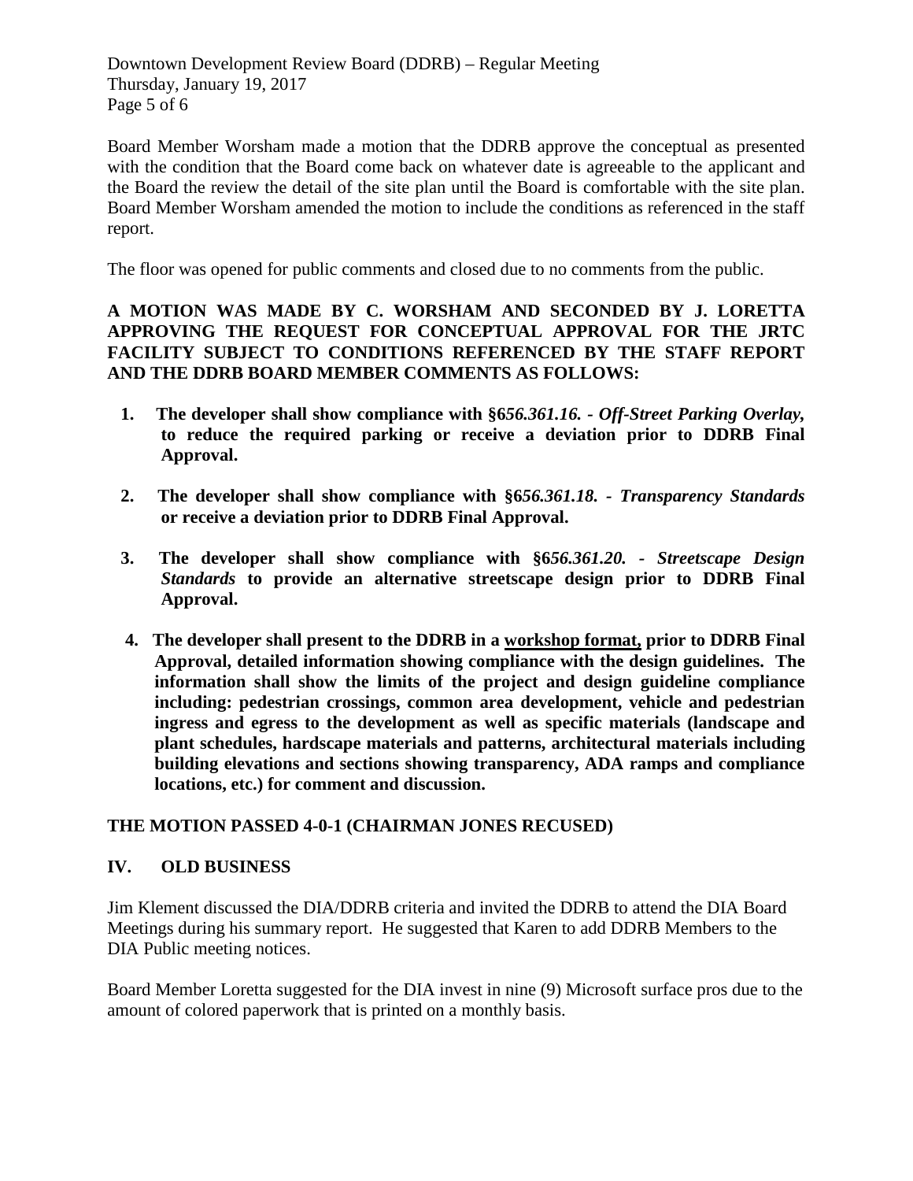Board Member Worsham made a motion that the DDRB approve the conceptual as presented with the condition that the Board come back on whatever date is agreeable to the applicant and the Board the review the detail of the site plan until the Board is comfortable with the site plan. Board Member Worsham amended the motion to include the conditions as referenced in the staff report.

The floor was opened for public comments and closed due to no comments from the public.

**A MOTION WAS MADE BY C. WORSHAM AND SECONDED BY J. LORETTA APPROVING THE REQUEST FOR CONCEPTUAL APPROVAL FOR THE JRTC FACILITY SUBJECT TO CONDITIONS REFERENCED BY THE STAFF REPORT AND THE DDRB BOARD MEMBER COMMENTS AS FOLLOWS:**

1. **The developer shall show compliance with §6*56.361.16. - Off-Street Parking Overlay*, to reduce the required parking or receive a deviation prior to DDRB Final Approval.**

2. **The developer shall show compliance with §6*56.361.18. - Transparency Standards* or receive a deviation prior to DDRB Final Approval.**

3. **The developer shall show compliance with §6*56.361.20. - Streetscape Design Standards* to provide an alternative streetscape design prior to DDRB Final Approval.**

4. **The developer shall present to the DDRB in a <u>workshop format,</u> prior to DDRB Final Approval, detailed information showing compliance with the design guidelines. The information shall show the limits of the project and design guideline compliance including: pedestrian crossings, common area development, vehicle and pedestrian ingress and egress to the development as well as specific materials (landscape and plant schedules, hardscape materials and patterns, architectural materials including building elevations and sections showing transparency, ADA ramps and compliance locations, etc.) for comment and discussion.**

**THE MOTION PASSED 4-0-1 (CHAIRMAN JONES RECUSED)**

## IV. OLD BUSINESS

Jim Klement discussed the DIA/DDRB criteria and invited the DDRB to attend the DIA Board Meetings during his summary report. He suggested that Karen to add DDRB Members to the DIA Public meeting notices.

Board Member Loretta suggested for the DIA invest in nine (9) Microsoft surface pros due to the amount of colored paperwork that is printed on a monthly basis.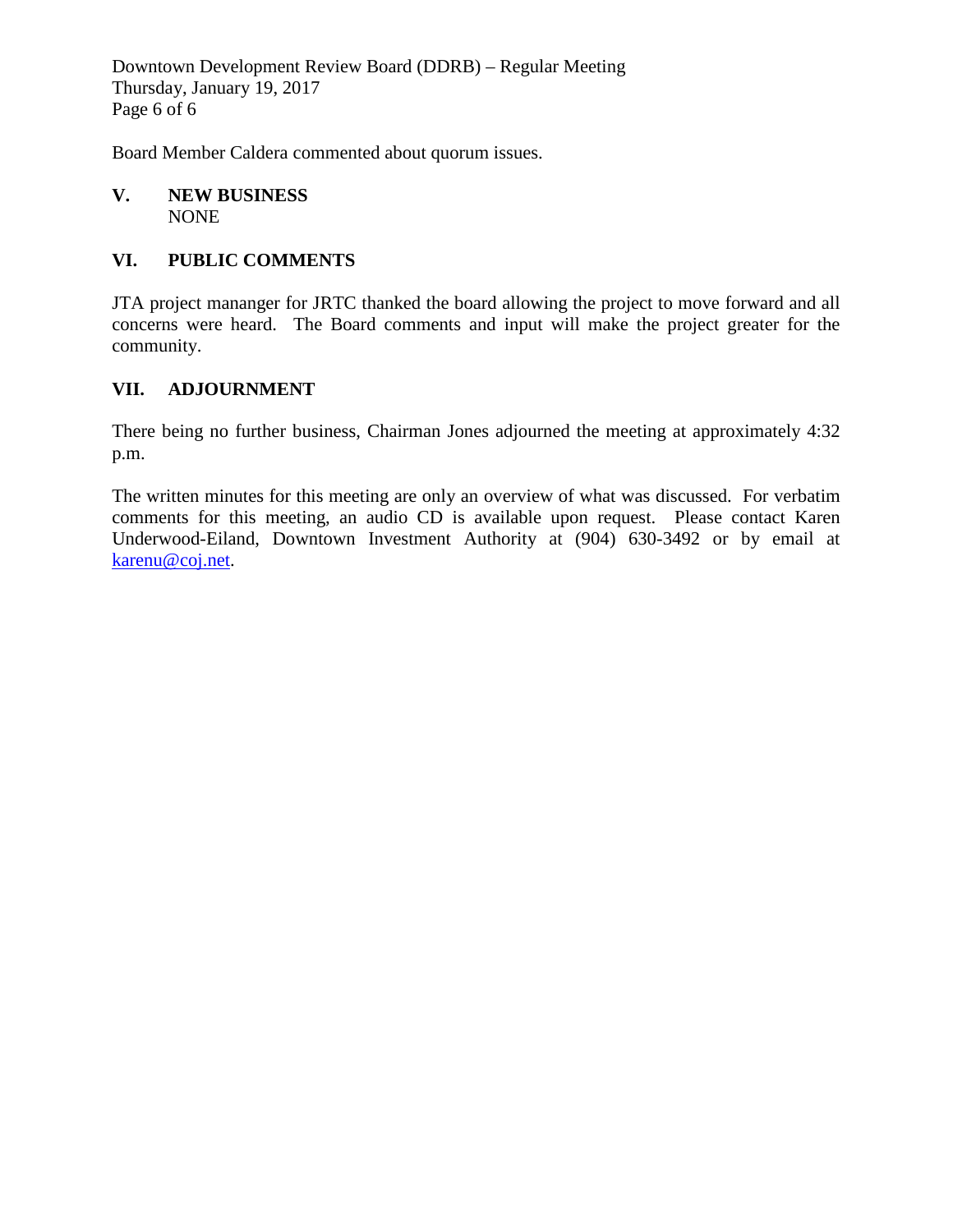Board Member Caldera commented about quorum issues.

## V. NEW BUSINESS

NONE

## VI. PUBLIC COMMENTS

JTA project mananger for JRTC thanked the board allowing the project to move forward and all concerns were heard. The Board comments and input will make the project greater for the community.

## VII. ADJOURNMENT

There being no further business, Chairman Jones adjourned the meeting at approximately 4:32 p.m.

The written minutes for this meeting are only an overview of what was discussed. For verbatim comments for this meeting, an audio CD is available upon request. Please contact Karen Underwood-Eiland, Downtown Investment Authority at (904) 630-3492 or by email at karenu@coj.net.